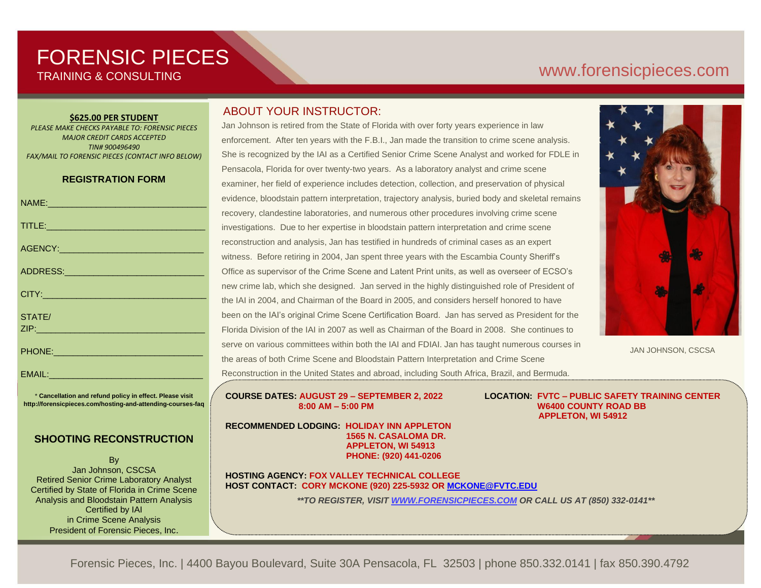# FORENSIC PIECES
TRAINING & CONSULTING

www.forensicpieces.com

**$625.00 PER STUDENT**

*PLEASE MAKE CHECKS PAYABLE TO: FORENSIC PIECES*
*MAJOR CREDIT CARDS ACCEPTED*
*TIN# 900496490*
*FAX/MAIL TO FORENSIC PIECES (CONTACT INFO BELOW)*

## REGISTRATION FORM

NAME:________________________________

TITLE:________________________________

AGENCY:______________________________

ADDRESS:_____________________________

CITY:_________________________________

STATE/
ZIP:__________________________________

PHONE:______________________________

EMAIL:_______________________________

\* **Cancellation and refund policy in effect. Please visit http://forensicpieces.com/hosting-and-attending-courses-faq**

## SHOOTING RECONSTRUCTION

By
Jan Johnson, CSCSA
Retired Senior Crime Laboratory Analyst
Certified by State of Florida in Crime Scene Analysis and Bloodstain Pattern Analysis
Certified by IAI
in Crime Scene Analysis
President of Forensic Pieces, Inc.

## ABOUT YOUR INSTRUCTOR:

Jan Johnson is retired from the State of Florida with over forty years experience in law enforcement. After ten years with the F.B.I., Jan made the transition to crime scene analysis. She is recognized by the IAI as a Certified Senior Crime Scene Analyst and worked for FDLE in Pensacola, Florida for over twenty-two years. As a laboratory analyst and crime scene examiner, her field of experience includes detection, collection, and preservation of physical evidence, bloodstain pattern interpretation, trajectory analysis, buried body and skeletal remains recovery, clandestine laboratories, and numerous other procedures involving crime scene investigations. Due to her expertise in bloodstain pattern interpretation and crime scene reconstruction and analysis, Jan has testified in hundreds of criminal cases as an expert witness. Before retiring in 2004, Jan spent three years with the Escambia County Sheriff's Office as supervisor of the Crime Scene and Latent Print units, as well as overseer of ECSO's new crime lab, which she designed. Jan served in the highly distinguished role of President of the IAI in 2004, and Chairman of the Board in 2005, and considers herself honored to have been on the IAI's original Crime Scene Certification Board. Jan has served as President for the Florida Division of the IAI in 2007 as well as Chairman of the Board in 2008. She continues to serve on various committees within both the IAI and FDIAI. Jan has taught numerous courses in the areas of both Crime Scene and Bloodstain Pattern Interpretation and Crime Scene Reconstruction in the United States and abroad, including South Africa, Brazil, and Bermuda.

JAN JOHNSON, CSCSA

**COURSE DATES:** **AUGUST 29 – SEPTEMBER 2, 2022**
**8:00 AM – 5:00 PM**

**LOCATION:** **FVTC – PUBLIC SAFETY TRAINING CENTER**
**W6400 COUNTY ROAD BB**
**APPLETON, WI 54912**

**RECOMMENDED LODGING:** **HOLIDAY INN APPLETON**
**1565 N. CASALOMA DR.**
**APPLETON, WI 54913**
**PHONE: (920) 441-0206**

**HOSTING AGENCY:** **FOX VALLEY TECHNICAL COLLEGE**
**HOST CONTACT:** **CORY MCKONE (920) 225-5932 OR MCKONE@FVTC.EDU**

***\*\*TO REGISTER, VISIT WWW.FORENSICPIECES.COM OR CALL US AT (850) 332-0141\*\****

Forensic Pieces, Inc. | 4400 Bayou Boulevard, Suite 30A Pensacola, FL 32503 | phone 850.332.0141 | fax 850.390.4792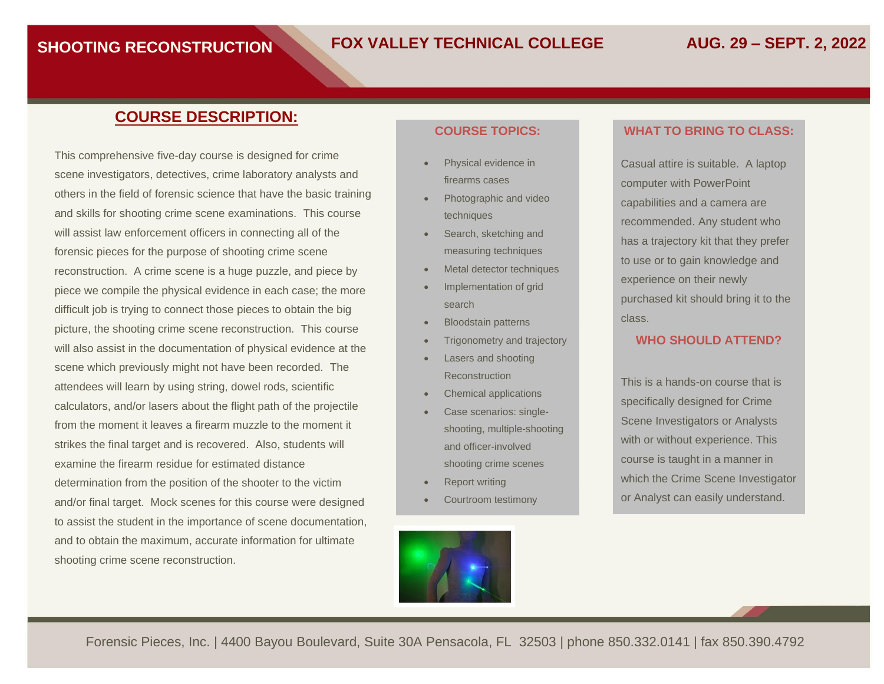SHOOTING RECONSTRUCTION

FOX VALLEY TECHNICAL COLLEGE

AUG. 29 – SEPT. 2, 2022

## COURSE DESCRIPTION:

This comprehensive five-day course is designed for crime scene investigators, detectives, crime laboratory analysts and others in the field of forensic science that have the basic training and skills for shooting crime scene examinations. This course will assist law enforcement officers in connecting all of the forensic pieces for the purpose of shooting crime scene reconstruction. A crime scene is a huge puzzle, and piece by piece we compile the physical evidence in each case; the more difficult job is trying to connect those pieces to obtain the big picture, the shooting crime scene reconstruction. This course will also assist in the documentation of physical evidence at the scene which previously might not have been recorded. The attendees will learn by using string, dowel rods, scientific calculators, and/or lasers about the flight path of the projectile from the moment it leaves a firearm muzzle to the moment it strikes the final target and is recovered. Also, students will examine the firearm residue for estimated distance determination from the position of the shooter to the victim and/or final target. Mock scenes for this course were designed to assist the student in the importance of scene documentation, and to obtain the maximum, accurate information for ultimate shooting crime scene reconstruction.

### COURSE TOPICS:

- Physical evidence in firearms cases
- Photographic and video techniques
- Search, sketching and measuring techniques
- Metal detector techniques
- Implementation of grid search
- Bloodstain patterns
- Trigonometry and trajectory
- Lasers and shooting Reconstruction
- Chemical applications
- Case scenarios: single-shooting, multiple-shooting and officer-involved shooting crime scenes
- Report writing
- Courtroom testimony

### WHAT TO BRING TO CLASS:

Casual attire is suitable. A laptop computer with PowerPoint capabilities and a camera are recommended. Any student who has a trajectory kit that they prefer to use or to gain knowledge and experience on their newly purchased kit should bring it to the class.

### WHO SHOULD ATTEND?

This is a hands-on course that is specifically designed for Crime Scene Investigators or Analysts with or without experience. This course is taught in a manner in which the Crime Scene Investigator or Analyst can easily understand.

Forensic Pieces, Inc. | 4400 Bayou Boulevard, Suite 30A Pensacola, FL 32503 | phone 850.332.0141 | fax 850.390.4792